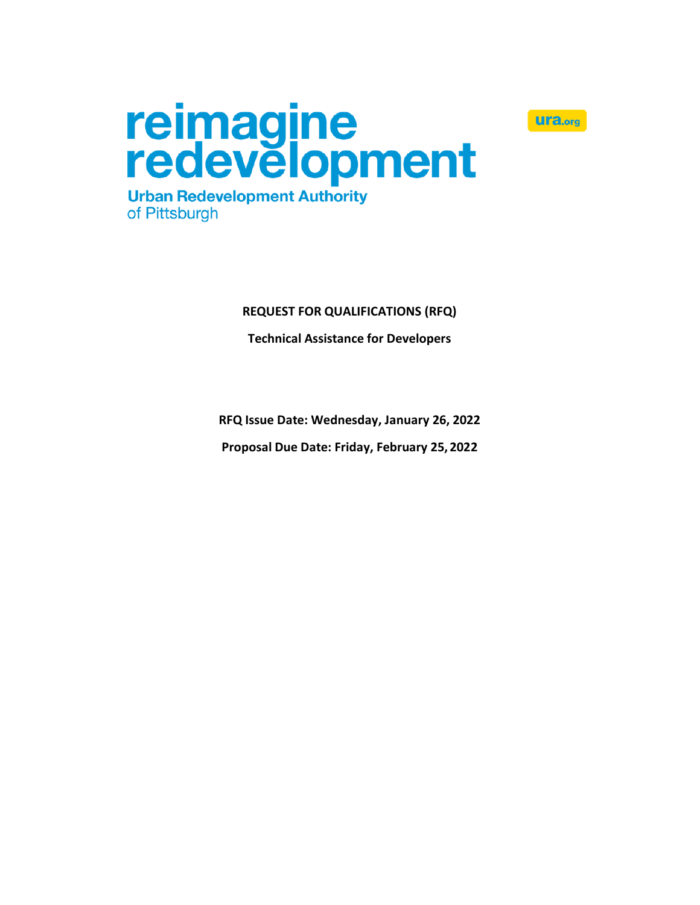reimagine redevelopment

Urban Redevelopment Authority of Pittsburgh

ura.org

**REQUEST FOR QUALIFICATIONS (RFQ)**

**Technical Assistance for Developers**

**RFQ Issue Date: Wednesday, January 26, 2022**

**Proposal Due Date: Friday, February 25, 2022**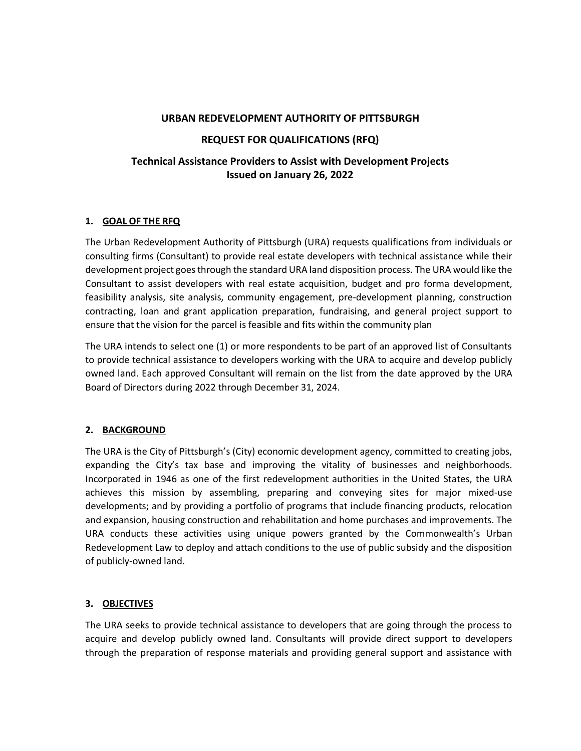**URBAN REDEVELOPMENT AUTHORITY OF PITTSBURGH**

**REQUEST FOR QUALIFICATIONS (RFQ)**

**Technical Assistance Providers to Assist with Development Projects**
**Issued on January 26, 2022**

## 1. GOAL OF THE RFQ

The Urban Redevelopment Authority of Pittsburgh (URA) requests qualifications from individuals or consulting firms (Consultant) to provide real estate developers with technical assistance while their development project goes through the standard URA land disposition process. The URA would like the Consultant to assist developers with real estate acquisition, budget and pro forma development, feasibility analysis, site analysis, community engagement, pre-development planning, construction contracting, loan and grant application preparation, fundraising, and general project support to ensure that the vision for the parcel is feasible and fits within the community plan

The URA intends to select one (1) or more respondents to be part of an approved list of Consultants to provide technical assistance to developers working with the URA to acquire and develop publicly owned land. Each approved Consultant will remain on the list from the date approved by the URA Board of Directors during 2022 through December 31, 2024.

## 2. BACKGROUND

The URA is the City of Pittsburgh's (City) economic development agency, committed to creating jobs, expanding the City's tax base and improving the vitality of businesses and neighborhoods. Incorporated in 1946 as one of the first redevelopment authorities in the United States, the URA achieves this mission by assembling, preparing and conveying sites for major mixed-use developments; and by providing a portfolio of programs that include financing products, relocation and expansion, housing construction and rehabilitation and home purchases and improvements. The URA conducts these activities using unique powers granted by the Commonwealth's Urban Redevelopment Law to deploy and attach conditions to the use of public subsidy and the disposition of publicly-owned land.

## 3. OBJECTIVES

The URA seeks to provide technical assistance to developers that are going through the process to acquire and develop publicly owned land. Consultants will provide direct support to developers through the preparation of response materials and providing general support and assistance with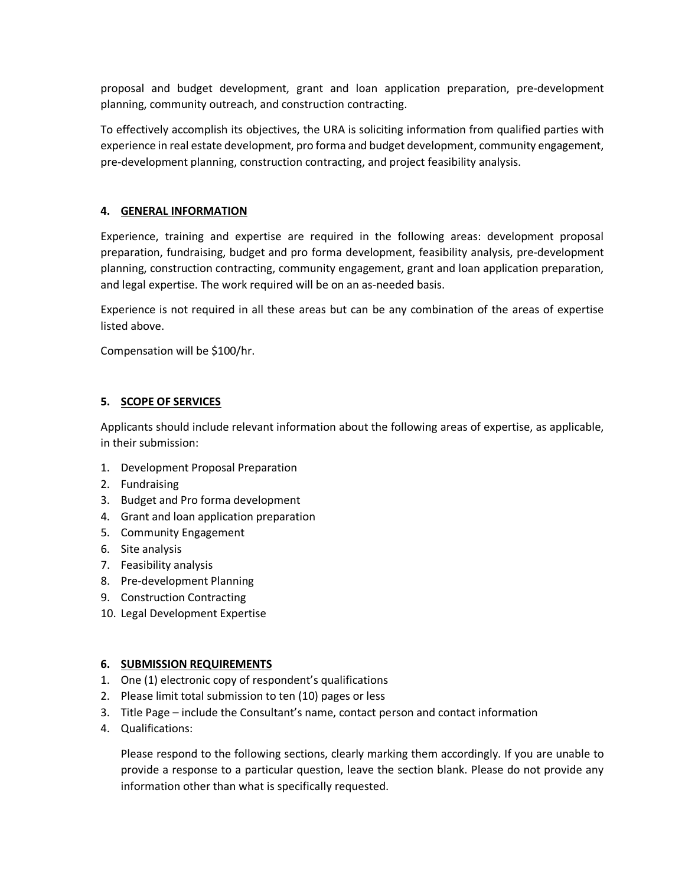proposal and budget development, grant and loan application preparation, pre-development planning, community outreach, and construction contracting.

To effectively accomplish its objectives, the URA is soliciting information from qualified parties with experience in real estate development, pro forma and budget development, community engagement, pre-development planning, construction contracting, and project feasibility analysis.

## 4. GENERAL INFORMATION

Experience, training and expertise are required in the following areas: development proposal preparation, fundraising, budget and pro forma development, feasibility analysis, pre-development planning, construction contracting, community engagement, grant and loan application preparation, and legal expertise. The work required will be on an as-needed basis.

Experience is not required in all these areas but can be any combination of the areas of expertise listed above.

Compensation will be $100/hr.

## 5. SCOPE OF SERVICES

Applicants should include relevant information about the following areas of expertise, as applicable, in their submission:

1. Development Proposal Preparation
2. Fundraising
3. Budget and Pro forma development
4. Grant and loan application preparation
5. Community Engagement
6. Site analysis
7. Feasibility analysis
8. Pre-development Planning
9. Construction Contracting
10. Legal Development Expertise

## 6. SUBMISSION REQUIREMENTS

1. One (1) electronic copy of respondent's qualifications
2. Please limit total submission to ten (10) pages or less
3. Title Page – include the Consultant's name, contact person and contact information
4. Qualifications:

   Please respond to the following sections, clearly marking them accordingly. If you are unable to provide a response to a particular question, leave the section blank. Please do not provide any information other than what is specifically requested.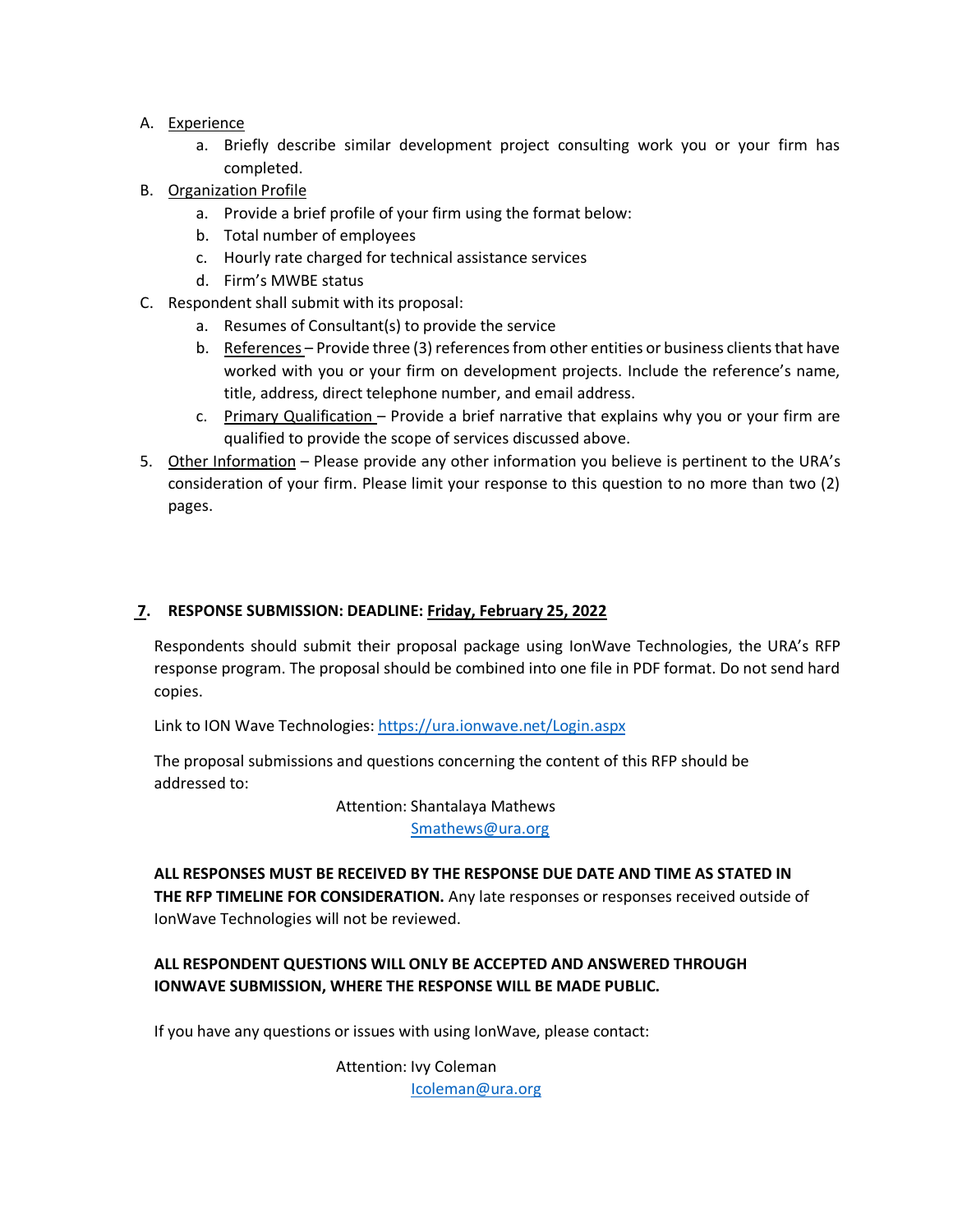A. <u>Experience</u>
   a. Briefly describe similar development project consulting work you or your firm has completed.

B. <u>Organization Profile</u>
   a. Provide a brief profile of your firm using the format below:
   b. Total number of employees
   c. Hourly rate charged for technical assistance services
   d. Firm's MWBE status

C. Respondent shall submit with its proposal:
   a. Resumes of Consultant(s) to provide the service
   b. <u>References</u> – Provide three (3) references from other entities or business clients that have worked with you or your firm on development projects. Include the reference's name, title, address, direct telephone number, and email address.
   c. <u>Primary Qualification</u> – Provide a brief narrative that explains why you or your firm are qualified to provide the scope of services discussed above.

5. <u>Other Information</u> – Please provide any other information you believe is pertinent to the URA's consideration of your firm. Please limit your response to this question to no more than two (2) pages.

## 7. RESPONSE SUBMISSION: DEADLINE: <u>Friday, February 25, 2022</u>

Respondents should submit their proposal package using IonWave Technologies, the URA's RFP response program. The proposal should be combined into one file in PDF format. Do not send hard copies.

Link to ION Wave Technologies: https://ura.ionwave.net/Login.aspx

The proposal submissions and questions concerning the content of this RFP should be addressed to:

Attention: Shantalaya Mathews
Smathews@ura.org

**ALL RESPONSES MUST BE RECEIVED BY THE RESPONSE DUE DATE AND TIME AS STATED IN THE RFP TIMELINE FOR CONSIDERATION.** Any late responses or responses received outside of IonWave Technologies will not be reviewed.

**ALL RESPONDENT QUESTIONS WILL ONLY BE ACCEPTED AND ANSWERED THROUGH IONWAVE SUBMISSION, WHERE THE RESPONSE WILL BE MADE PUBLIC.**

If you have any questions or issues with using IonWave, please contact:

Attention: Ivy Coleman
Icoleman@ura.org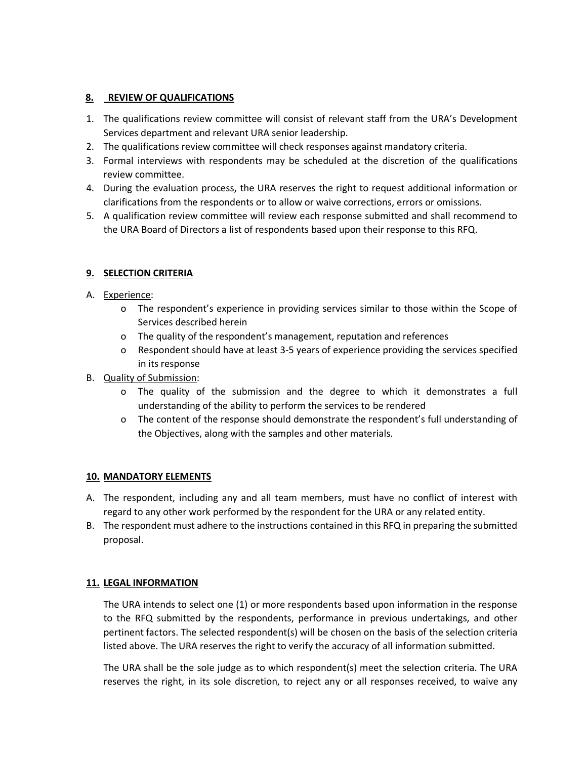## **8. REVIEW OF QUALIFICATIONS**

1. The qualifications review committee will consist of relevant staff from the URA's Development Services department and relevant URA senior leadership.
2. The qualifications review committee will check responses against mandatory criteria.
3. Formal interviews with respondents may be scheduled at the discretion of the qualifications review committee.
4. During the evaluation process, the URA reserves the right to request additional information or clarifications from the respondents or to allow or waive corrections, errors or omissions.
5. A qualification review committee will review each response submitted and shall recommend to the URA Board of Directors a list of respondents based upon their response to this RFQ.

## **9. SELECTION CRITERIA**

A. Experience:
   - The respondent's experience in providing services similar to those within the Scope of Services described herein
   - The quality of the respondent's management, reputation and references
   - Respondent should have at least 3-5 years of experience providing the services specified in its response

B. Quality of Submission:
   - The quality of the submission and the degree to which it demonstrates a full understanding of the ability to perform the services to be rendered
   - The content of the response should demonstrate the respondent's full understanding of the Objectives, along with the samples and other materials.

## **10. MANDATORY ELEMENTS**

A. The respondent, including any and all team members, must have no conflict of interest with regard to any other work performed by the respondent for the URA or any related entity.

B. The respondent must adhere to the instructions contained in this RFQ in preparing the submitted proposal.

## **11. LEGAL INFORMATION**

The URA intends to select one (1) or more respondents based upon information in the response to the RFQ submitted by the respondents, performance in previous undertakings, and other pertinent factors. The selected respondent(s) will be chosen on the basis of the selection criteria listed above. The URA reserves the right to verify the accuracy of all information submitted.

The URA shall be the sole judge as to which respondent(s) meet the selection criteria. The URA reserves the right, in its sole discretion, to reject any or all responses received, to waive any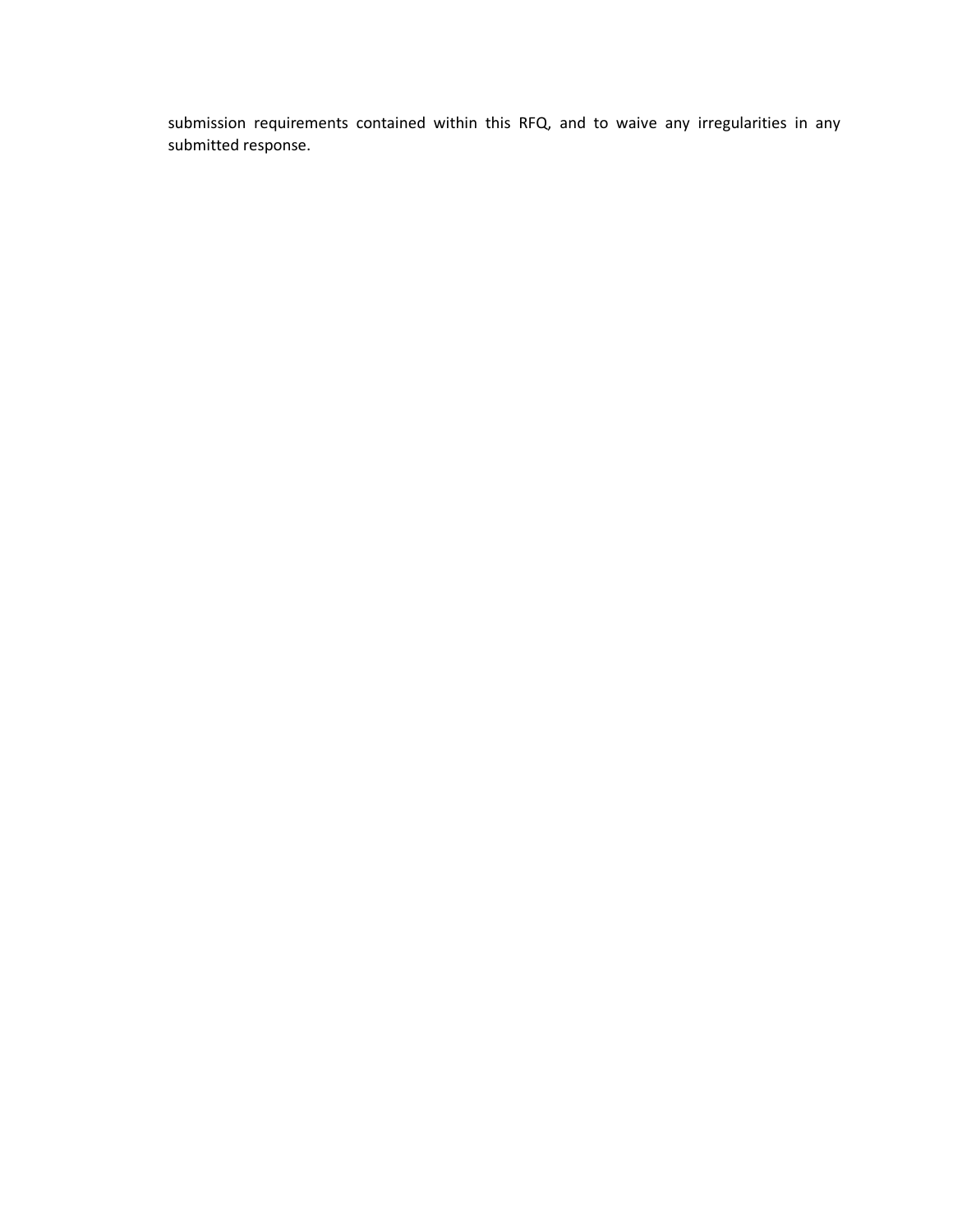submission requirements contained within this RFQ, and to waive any irregularities in any submitted response.